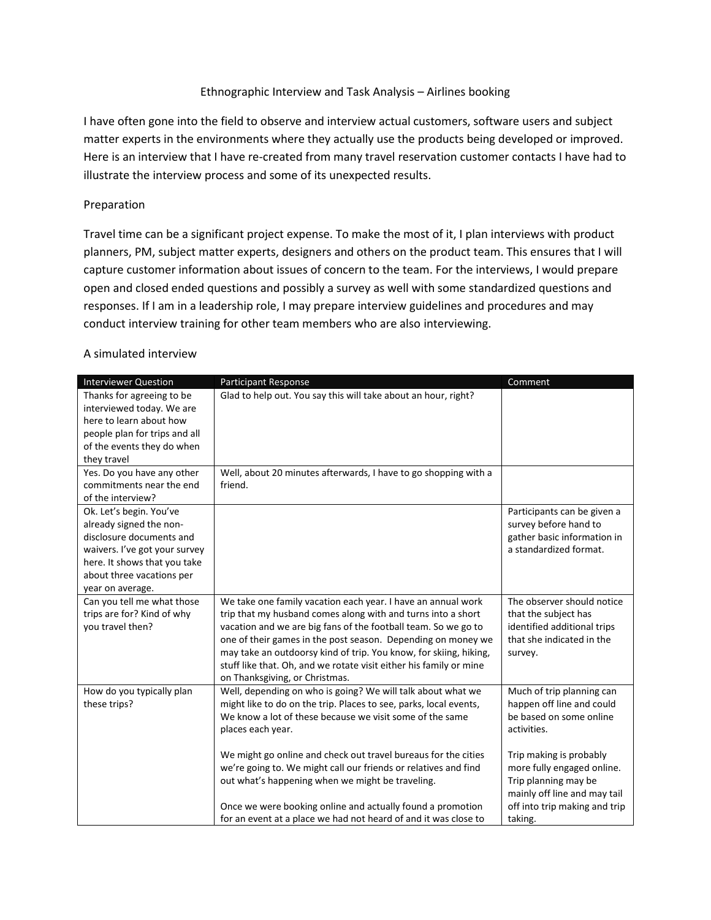# Ethnographic Interview and Task Analysis – Airlines booking

I have often gone into the field to observe and interview actual customers, software users and subject matter experts in the environments where they actually use the products being developed or improved. Here is an interview that I have re-created from many travel reservation customer contacts I have had to illustrate the interview process and some of its unexpected results.

## Preparation

Travel time can be a significant project expense. To make the most of it, I plan interviews with product planners, PM, subject matter experts, designers and others on the product team. This ensures that I will capture customer information about issues of concern to the team. For the interviews, I would prepare open and closed ended questions and possibly a survey as well with some standardized questions and responses. If I am in a leadership role, I may prepare interview guidelines and procedures and may conduct interview training for other team members who are also interviewing.

## A simulated interview

| Interviewer Question | Participant Response | Comment |
|---|---|---|
| Thanks for agreeing to be interviewed today. We are here to learn about how people plan for trips and all of the events they do when they travel | Glad to help out. You say this will take about an hour, right? | |
| Yes. Do you have any other commitments near the end of the interview? | Well, about 20 minutes afterwards, I have to go shopping with a friend. | |
| Ok. Let's begin. You've already signed the non-disclosure documents and waivers. I've got your survey here. It shows that you take about three vacations per year on average. | | Participants can be given a survey before hand to gather basic information in a standardized format. |
| Can you tell me what those trips are for? Kind of why you travel then? | We take one family vacation each year. I have an annual work trip that my husband comes along with and turns into a short vacation and we are big fans of the football team. So we go to one of their games in the post season. Depending on money we may take an outdoorsy kind of trip. You know, for skiing, hiking, stuff like that. Oh, and we rotate visit either his family or mine on Thanksgiving, or Christmas. | The observer should notice that the subject has identified additional trips that she indicated in the survey. |
| How do you typically plan these trips? | Well, depending on who is going? We will talk about what we might like to do on the trip. Places to see, parks, local events, We know a lot of these because we visit some of the same places each year.<br><br>We might go online and check out travel bureaus for the cities we're going to. We might call our friends or relatives and find out what's happening when we might be traveling.<br><br>Once we were booking online and actually found a promotion for an event at a place we had not heard of and it was close to | Much of trip planning can happen off line and could be based on some online activities.<br><br>Trip making is probably more fully engaged online. Trip planning may be mainly off line and may tail off into trip making and trip taking. |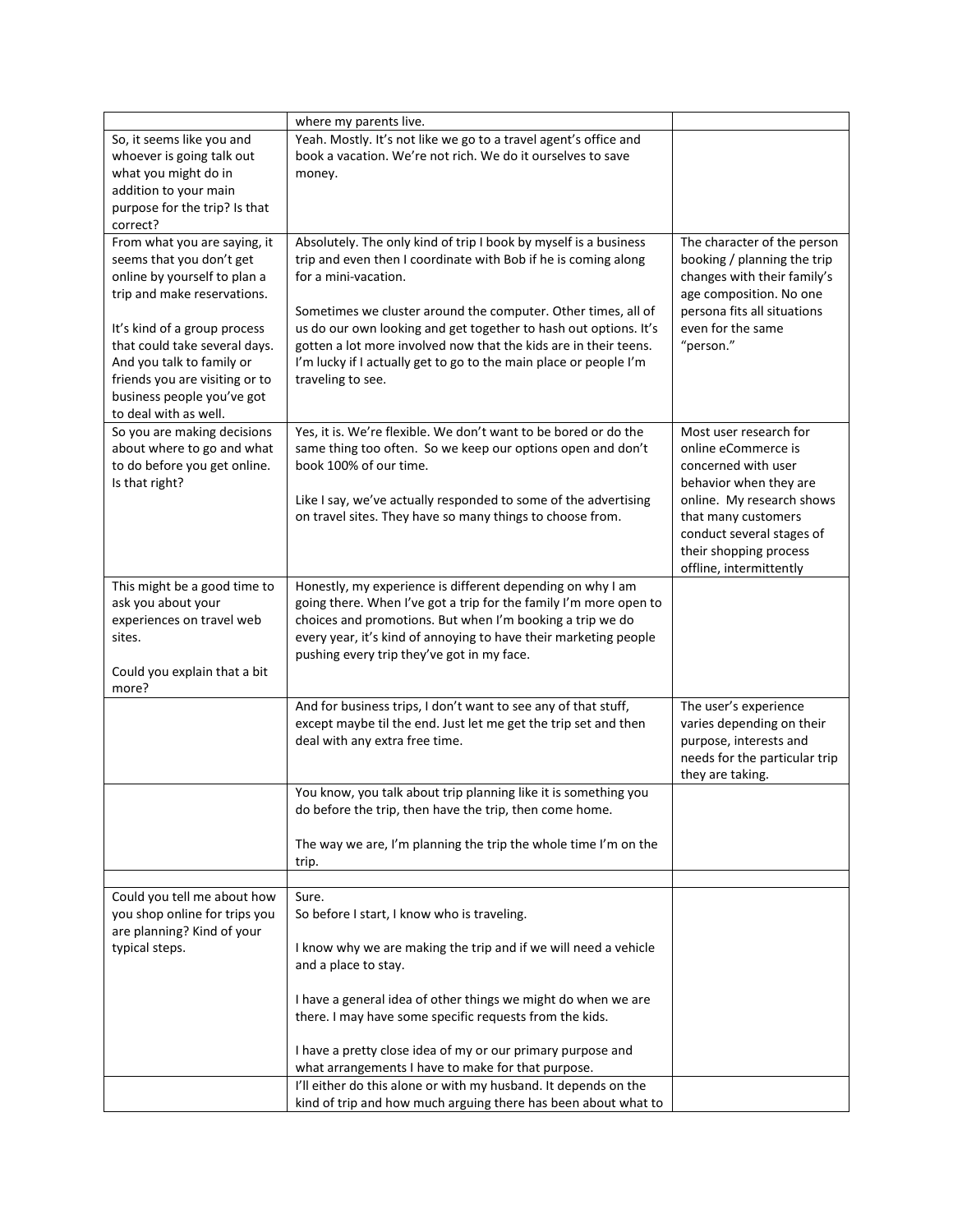|  |  |  |
|---|---|---|
|  | where my parents live. |  |
| So, it seems like you and whoever is going talk out what you might do in addition to your main purpose for the trip? Is that correct? | Yeah. Mostly. It's not like we go to a travel agent's office and book a vacation. We're not rich. We do it ourselves to save money. |  |
| From what you are saying, it seems that you don't get online by yourself to plan a trip and make reservations.<br><br>It's kind of a group process that could take several days. And you talk to family or friends you are visiting or to business people you've got to deal with as well. | Absolutely. The only kind of trip I book by myself is a business trip and even then I coordinate with Bob if he is coming along for a mini-vacation.<br><br>Sometimes we cluster around the computer. Other times, all of us do our own looking and get together to hash out options. It's gotten a lot more involved now that the kids are in their teens. I'm lucky if I actually get to go to the main place or people I'm traveling to see. | The character of the person booking / planning the trip changes with their family's age composition. No one persona fits all situations even for the same "person." |
| So you are making decisions about where to go and what to do before you get online. Is that right? | Yes, it is. We're flexible. We don't want to be bored or do the same thing too often. So we keep our options open and don't book 100% of our time.<br><br>Like I say, we've actually responded to some of the advertising on travel sites. They have so many things to choose from. | Most user research for online eCommerce is concerned with user behavior when they are online. My research shows that many customers conduct several stages of their shopping process offline, intermittently |
| This might be a good time to ask you about your experiences on travel web sites.<br><br>Could you explain that a bit more? | Honestly, my experience is different depending on why I am going there. When I've got a trip for the family I'm more open to choices and promotions. But when I'm booking a trip we do every year, it's kind of annoying to have their marketing people pushing every trip they've got in my face. |  |
|  | And for business trips, I don't want to see any of that stuff, except maybe til the end. Just let me get the trip set and then deal with any extra free time. | The user's experience varies depending on their purpose, interests and needs for the particular trip they are taking. |
|  | You know, you talk about trip planning like it is something you do before the trip, then have the trip, then come home.<br><br>The way we are, I'm planning the trip the whole time I'm on the trip. |  |
|  |  |  |
| Could you tell me about how you shop online for trips you are planning? Kind of your typical steps. | Sure.<br>So before I start, I know who is traveling.<br><br>I know why we are making the trip and if we will need a vehicle and a place to stay.<br><br>I have a general idea of other things we might do when we are there. I may have some specific requests from the kids.<br><br>I have a pretty close idea of my or our primary purpose and what arrangements I have to make for that purpose. |  |
|  | I'll either do this alone or with my husband. It depends on the kind of trip and how much arguing there has been about what to |  |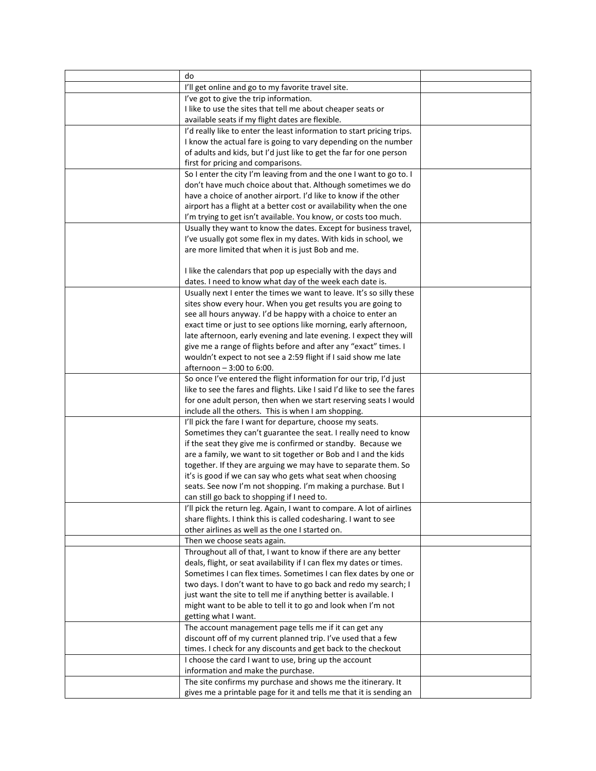| | | |
|---|---|---|
| | do | |
| | I'll get online and go to my favorite travel site. | |
| | I've got to give the trip information.<br>I like to use the sites that tell me about cheaper seats or available seats if my flight dates are flexible. | |
| | I'd really like to enter the least information to start pricing trips. I know the actual fare is going to vary depending on the number of adults and kids, but I'd just like to get the far for one person first for pricing and comparisons. | |
| | So I enter the city I'm leaving from and the one I want to go to. I don't have much choice about that. Although sometimes we do have a choice of another airport. I'd like to know if the other airport has a flight at a better cost or availability when the one I'm trying to get isn't available. You know, or costs too much. | |
| | Usually they want to know the dates. Except for business travel, I've usually got some flex in my dates. With kids in school, we are more limited that when it is just Bob and me.<br><br>I like the calendars that pop up especially with the days and dates. I need to know what day of the week each date is. | |
| | Usually next I enter the times we want to leave. It's so silly these sites show every hour. When you get results you are going to see all hours anyway. I'd be happy with a choice to enter an exact time or just to see options like morning, early afternoon, late afternoon, early evening and late evening. I expect they will give me a range of flights before and after any "exact" times. I wouldn't expect to not see a 2:59 flight if I said show me late afternoon – 3:00 to 6:00. | |
| | So once I've entered the flight information for our trip, I'd just like to see the fares and flights. Like I said I'd like to see the fares for one adult person, then when we start reserving seats I would include all the others. This is when I am shopping. | |
| | I'll pick the fare I want for departure, choose my seats. Sometimes they can't guarantee the seat. I really need to know if the seat they give me is confirmed or standby. Because we are a family, we want to sit together or Bob and I and the kids together. If they are arguing we may have to separate them. So it's is good if we can say who gets what seat when choosing seats. See now I'm not shopping. I'm making a purchase. But I can still go back to shopping if I need to. | |
| | I'll pick the return leg. Again, I want to compare. A lot of airlines share flights. I think this is called codesharing. I want to see other airlines as well as the one I started on. | |
| | Then we choose seats again. | |
| | Throughout all of that, I want to know if there are any better deals, flight, or seat availability if I can flex my dates or times. Sometimes I can flex times. Sometimes I can flex dates by one or two days. I don't want to have to go back and redo my search; I just want the site to tell me if anything better is available. I might want to be able to tell it to go and look when I'm not getting what I want. | |
| | The account management page tells me if it can get any discount off of my current planned trip. I've used that a few times. I check for any discounts and get back to the checkout | |
| | I choose the card I want to use, bring up the account information and make the purchase. | |
| | The site confirms my purchase and shows me the itinerary. It gives me a printable page for it and tells me that it is sending an | |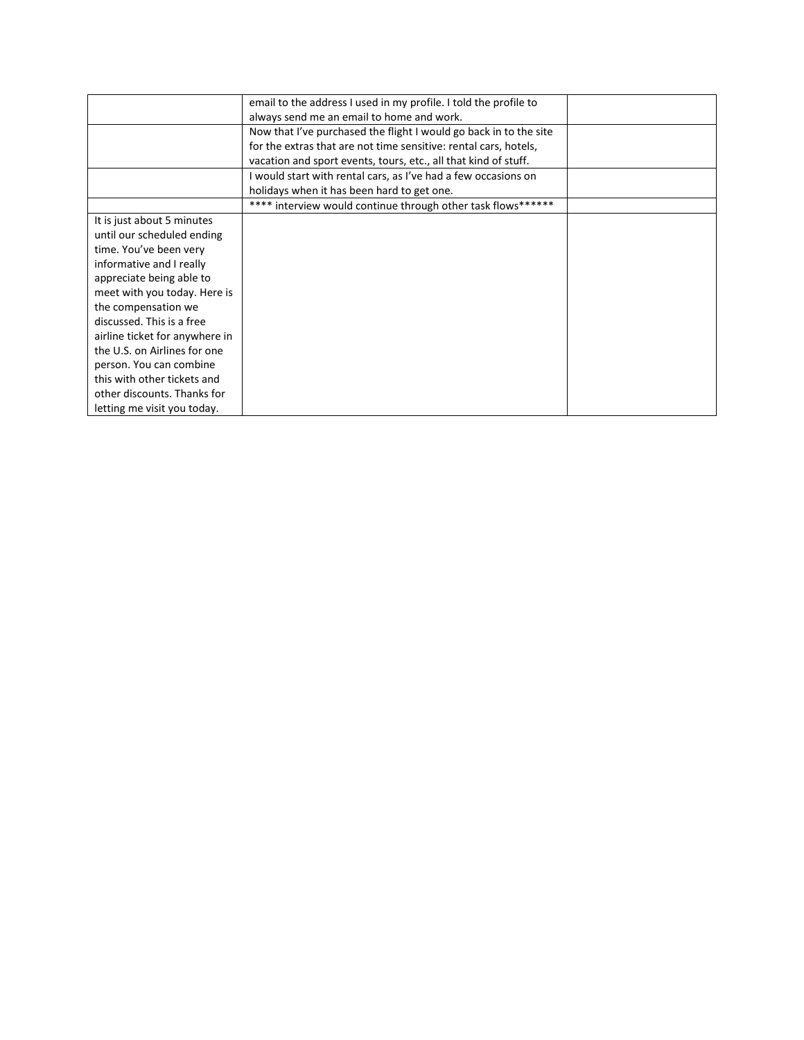| | | |
|---|---|---|
| | email to the address I used in my profile. I told the profile to always send me an email to home and work. | |
| | Now that I've purchased the flight I would go back in to the site for the extras that are not time sensitive: rental cars, hotels, vacation and sport events, tours, etc., all that kind of stuff. | |
| | I would start with rental cars, as I've had a few occasions on holidays when it has been hard to get one. | |
| | **** interview would continue through other task flows****** | |
| It is just about 5 minutes until our scheduled ending time. You've been very informative and I really appreciate being able to meet with you today. Here is the compensation we discussed. This is a free airline ticket for anywhere in the U.S. on Airlines for one person. You can combine this with other tickets and other discounts. Thanks for letting me visit you today. | | |